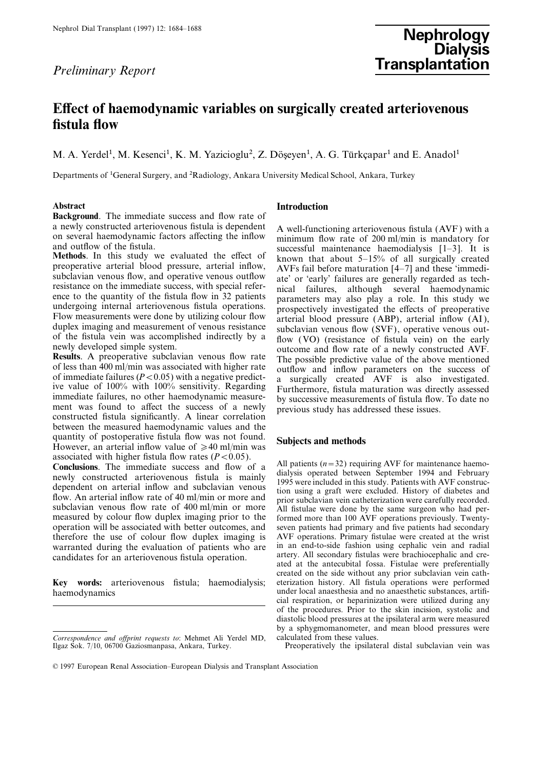*Preliminary Report*

# Effect of haemodynamic variables on surgically created arteriovenous fistula flow

M. A. Yerdel[1], M. Kesenci[1], K. M. Yazicioglu[2], Z. Döşeyen[1], A. G. Türkçapar[1] and E. Anadol[1]

Departments of [1]General Surgery, and [2]Radiology, Ankara University Medical School, Ankara, Turkey

## Abstract

**Background**. The immediate success and flow rate of a newly constructed arteriovenous fistula is dependent on several haemodynamic factors affecting the inflow and outflow of the fistula.

**Methods**. In this study we evaluated the effect of preoperative arterial blood pressure, arterial inflow, subclavian venous flow, and operative venous outflow resistance on the immediate success, with special reference to the quantity of the fistula flow in 32 patients undergoing internal arteriovenous fistula operations. Flow measurements were done by utilizing colour flow duplex imaging and measurement of venous resistance of the fistula vein was accomplished indirectly by a newly developed simple system.

**Results**. A preoperative subclavian venous flow rate of less than 400 ml/min was associated with higher rate of immediate failures ($P<0.05$) with a negative predictive value of 100% with 100% sensitivity. Regarding immediate failures, no other haemodynamic measurement was found to affect the success of a newly constructed fistula significantly. A linear correlation between the measured haemodynamic values and the quantity of postoperative fistula flow was not found. However, an arterial inflow value of $\geqslant 40$ ml/min was associated with higher fistula flow rates ($P<0.05$).

**Conclusions**. The immediate success and flow of a newly constructed arteriovenous fistula is mainly dependent on arterial inflow and subclavian venous flow. An arterial inflow rate of 40 ml/min or more and subclavian venous flow rate of 400 ml/min or more measured by colour flow duplex imaging prior to the operation will be associated with better outcomes, and therefore the use of colour flow duplex imaging is warranted during the evaluation of patients who are candidates for an arteriovenous fistula operation.

**Key words:** arteriovenous fistula; haemodialysis; haemodynamics

*Correspondence and offprint requests to*: Mehmet Ali Yerdel MD, Ilgaz Sok. 7/10, 06700 Gaziosmanpasa, Ankara, Turkey.

## Introduction

A well-functioning arteriovenous fistula (AVF) with a minimum flow rate of 200 ml/min is mandatory for successful maintenance haemodialysis [1–3]. It is known that about 5–15% of all surgically created AVFs fail before maturation [4–7] and these 'immediate' or 'early' failures are generally regarded as technical failures, although several haemodynamic parameters may also play a role. In this study we prospectively investigated the effects of preoperative arterial blood pressure (ABP), arterial inflow (AI), subclavian venous flow (SVF), operative venous outflow (VO) (resistance of fistula vein) on the early outcome and flow rate of a newly constructed AVF. The possible predictive value of the above mentioned outflow and inflow parameters on the success of a surgically created AVF is also investigated. Furthermore, fistula maturation was directly assessed by successive measurements of fistula flow. To date no previous study has addressed these issues.

## Subjects and methods

All patients ($n=32$) requiring AVF for maintenance haemodialysis operated between September 1994 and February 1995 were included in this study. Patients with AVF construction using a graft were excluded. History of diabetes and prior subclavian vein catheterization were carefully recorded. All fistulae were done by the same surgeon who had performed more than 100 AVF operations previously. Twenty-seven patients had primary and five patients had secondary AVF operations. Primary fistulae were created at the wrist in an end-to-side fashion using cephalic vein and radial artery. All secondary fistulas were brachiocephalic and created at the antecubital fossa. Fistulae were preferentially created on the side without any prior subclavian vein catheterization history. All fistula operations were performed under local anaesthesia and no anaesthetic substances, artificial respiration, or heparinization were utilized during any of the procedures. Prior to the skin incision, systolic and diastolic blood pressures at the ipsilateral arm were measured by a sphygmomanometer, and mean blood pressures were calculated from these values.

Preoperatively the ipsilateral distal subclavian vein was

© 1997 European Renal Association–European Dialysis and Transplant Association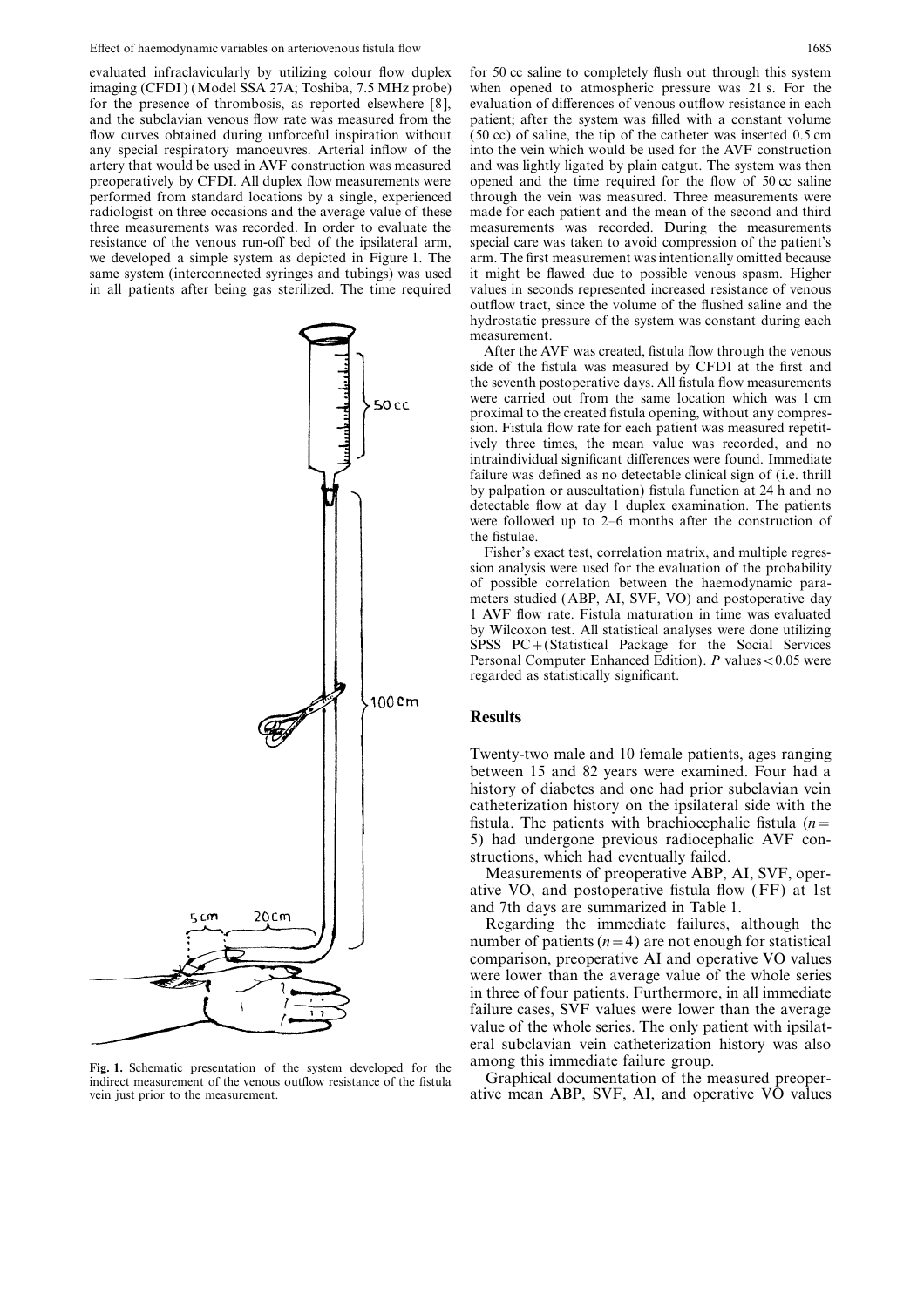evaluated infraclavicularly by utilizing colour flow duplex imaging (CFDI) (Model SSA 27A; Toshiba, 7.5 MHz probe) for the presence of thrombosis, as reported elsewhere [8], and the subclavian venous flow rate was measured from the flow curves obtained during unforceful inspiration without any special respiratory manoeuvres. Arterial inflow of the artery that would be used in AVF construction was measured preoperatively by CFDI. All duplex flow measurements were performed from standard locations by a single, experienced radiologist on three occasions and the average value of these three measurements was recorded. In order to evaluate the resistance of the venous run-off bed of the ipsilateral arm, we developed a simple system as depicted in Figure 1. The same system (interconnected syringes and tubings) was used in all patients after being gas sterilized. The time required for 50 cc saline to completely flush out through this system when opened to atmospheric pressure was 21 s. For the evaluation of differences of venous outflow resistance in each patient; after the system was filled with a constant volume (50 cc) of saline, the tip of the catheter was inserted 0.5 cm into the vein which would be used for the AVF construction and was lightly ligated by plain catgut. The system was then opened and the time required for the flow of 50 cc saline through the vein was measured. Three measurements were made for each patient and the mean of the second and third measurements was recorded. During the measurements special care was taken to avoid compression of the patient's arm. The first measurement was intentionally omitted because it might be flawed due to possible venous spasm. Higher values in seconds represented increased resistance of venous outflow tract, since the volume of the flushed saline and the hydrostatic pressure of the system was constant during each measurement.

**Fig. 1.** Schematic presentation of the system developed for the indirect measurement of the venous outflow resistance of the fistula vein just prior to the measurement.

After the AVF was created, fistula flow through the venous side of the fistula was measured by CFDI at the first and the seventh postoperative days. All fistula flow measurements were carried out from the same location which was 1 cm proximal to the created fistula opening, without any compression. Fistula flow rate for each patient was measured repetitively three times, the mean value was recorded, and no intraindividual significant differences were found. Immediate failure was defined as no detectable clinical sign of (i.e. thrill by palpation or auscultation) fistula function at 24 h and no detectable flow at day 1 duplex examination. The patients were followed up to 2–6 months after the construction of the fistulae.

Fisher's exact test, correlation matrix, and multiple regression analysis were used for the evaluation of the probability of possible correlation between the haemodynamic parameters studied (ABP, AI, SVF, VO) and postoperative day 1 AVF flow rate. Fistula maturation in time was evaluated by Wilcoxon test. All statistical analyses were done utilizing SPSS PC+(Statistical Package for the Social Services Personal Computer Enhanced Edition). $P$ values $<0.05$ were regarded as statistically significant.

## Results

Twenty-two male and 10 female patients, ages ranging between 15 and 82 years were examined. Four had a history of diabetes and one had prior subclavian vein catheterization history on the ipsilateral side with the fistula. The patients with brachiocephalic fistula ($n=5$) had undergone previous radiocephalic AVF constructions, which had eventually failed.

Measurements of preoperative ABP, AI, SVF, operative VO, and postoperative fistula flow (FF) at 1st and 7th days are summarized in Table 1.

Regarding the immediate failures, although the number of patients ($n=4$) are not enough for statistical comparison, preoperative AI and operative VO values were lower than the average value of the whole series in three of four patients. Furthermore, in all immediate failure cases, SVF values were lower than the average value of the whole series. The only patient with ipsilateral subclavian vein catheterization history was also among this immediate failure group.

Graphical documentation of the measured preoperative mean ABP, SVF, AI, and operative VO values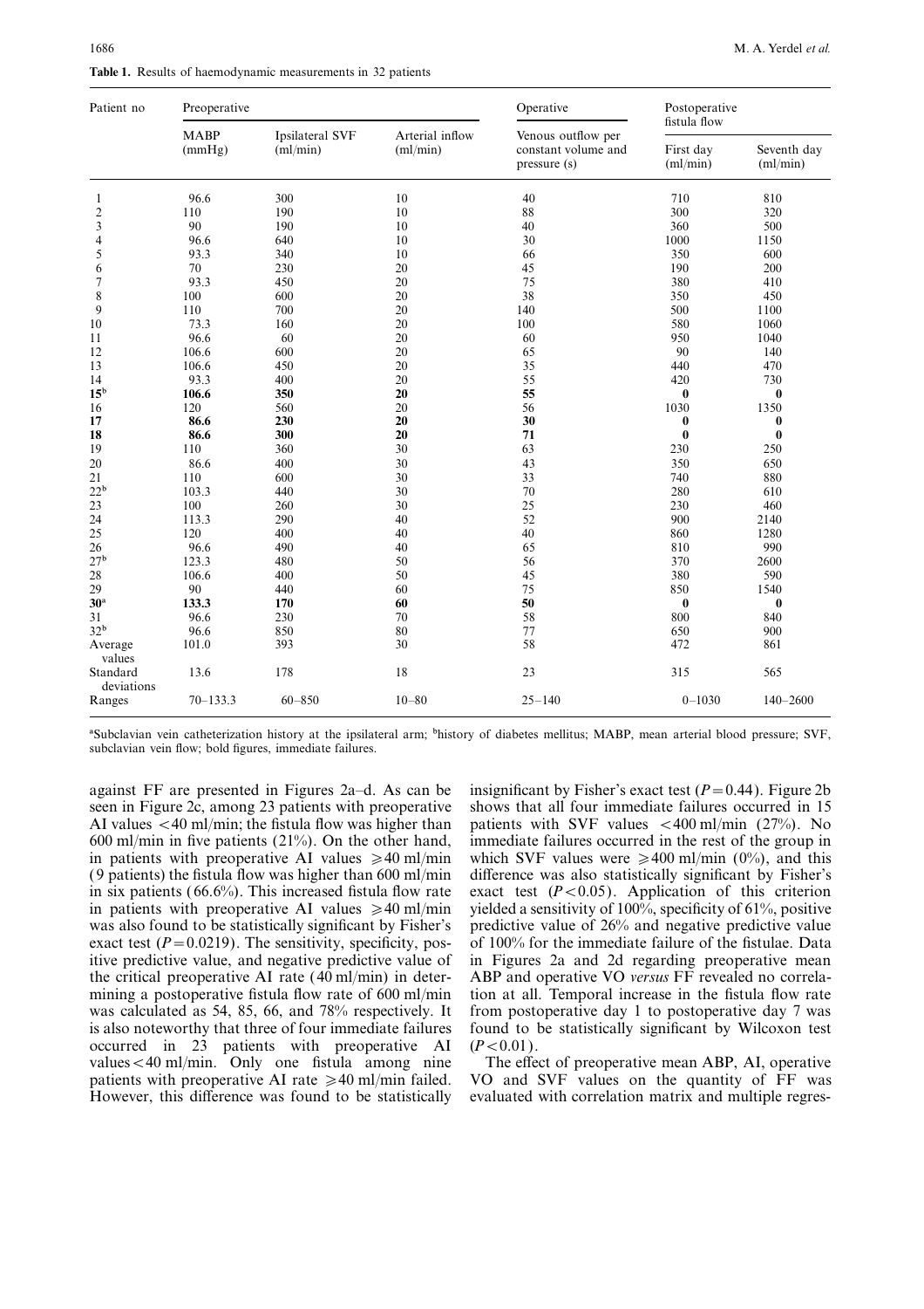**Table 1.** Results of haemodynamic measurements in 32 patients

| Patient no | Preoperative | | | Operative | Postoperative fistula flow | |
|---|---|---|---|---|---|---|
| | MABP (mmHg) | Ipsilateral SVF (ml/min) | Arterial inflow (ml/min) | Venous outflow per constant volume and pressure (s) | First day (ml/min) | Seventh day (ml/min) |
| 1 | 96.6 | 300 | 10 | 40 | 710 | 810 |
| 2 | 110 | 190 | 10 | 88 | 300 | 320 |
| 3 | 90 | 190 | 10 | 40 | 360 | 500 |
| 4 | 96.6 | 640 | 10 | 30 | 1000 | 1150 |
| 5 | 93.3 | 340 | 10 | 66 | 350 | 600 |
| 6 | 70 | 230 | 20 | 45 | 190 | 200 |
| 7 | 93.3 | 450 | 20 | 75 | 380 | 410 |
| 8 | 100 | 600 | 20 | 38 | 350 | 450 |
| 9 | 110 | 700 | 20 | 140 | 500 | 1100 |
| 10 | 73.3 | 160 | 20 | 100 | 580 | 1060 |
| 11 | 96.6 | 60 | 20 | 60 | 950 | 1040 |
| 12 | 106.6 | 600 | 20 | 65 | 90 | 140 |
| 13 | 106.6 | 450 | 20 | 35 | 440 | 470 |
| 14 | 93.3 | 400 | 20 | 55 | 420 | 730 |
| **15[b]** | **106.6** | **350** | **20** | **55** | **0** | **0** |
| 16 | 120 | 560 | 20 | 56 | 1030 | 1350 |
| **17** | **86.6** | **230** | **20** | **30** | **0** | **0** |
| **18** | **86.6** | **300** | **20** | **71** | **0** | **0** |
| 19 | 110 | 360 | 30 | 63 | 230 | 250 |
| 20 | 86.6 | 400 | 30 | 43 | 350 | 650 |
| 21 | 110 | 600 | 30 | 33 | 740 | 880 |
| 22[b] | 103.3 | 440 | 30 | 70 | 280 | 610 |
| 23 | 100 | 260 | 30 | 25 | 230 | 460 |
| 24 | 113.3 | 290 | 40 | 52 | 900 | 2140 |
| 25 | 120 | 400 | 40 | 40 | 860 | 1280 |
| 26 | 96.6 | 490 | 40 | 65 | 810 | 990 |
| 27[b] | 123.3 | 480 | 50 | 56 | 370 | 2600 |
| 28 | 106.6 | 400 | 50 | 45 | 380 | 590 |
| 29 | 90 | 440 | 60 | 75 | 850 | 1540 |
| **30[a]** | **133.3** | **170** | **60** | **50** | **0** | **0** |
| 31 | 96.6 | 230 | 70 | 58 | 800 | 840 |
| 32[b] | 96.6 | 850 | 80 | 77 | 650 | 900 |
| Average values | 101.0 | 393 | 30 | 58 | 472 | 861 |
| Standard deviations | 13.6 | 178 | 18 | 23 | 315 | 565 |
| Ranges | 70–133.3 | 60–850 | 10–80 | 25–140 | 0–1030 | 140–2600 |

[a]Subclavian vein catheterization history at the ipsilateral arm; [b]history of diabetes mellitus; MABP, mean arterial blood pressure; SVF, subclavian vein flow; bold figures, immediate failures.

against FF are presented in Figures 2a–d. As can be seen in Figure 2c, among 23 patients with preoperative AI values $<40$ ml/min; the fistula flow was higher than 600 ml/min in five patients (21%). On the other hand, in patients with preoperative AI values $\geqslant 40$ ml/min (9 patients) the fistula flow was higher than 600 ml/min in six patients (66.6%). This increased fistula flow rate in patients with preoperative AI values $\geqslant 40$ ml/min was also found to be statistically significant by Fisher's exact test ($P = 0.0219$). The sensitivity, specificity, positive predictive value, and negative predictive value of the critical preoperative AI rate (40 ml/min) in determining a postoperative fistula flow rate of 600 ml/min was calculated as 54, 85, 66, and 78% respectively. It is also noteworthy that three of four immediate failures occurred in 23 patients with preoperative AI values $<40$ ml/min. Only one fistula among nine patients with preoperative AI rate $\geqslant 40$ ml/min failed. However, this difference was found to be statistically insignificant by Fisher's exact test ($P = 0.44$). Figure 2b shows that all four immediate failures occurred in 15 patients with SVF values $<400$ ml/min (27%). No immediate failures occurred in the rest of the group in which SVF values were $\geqslant 400$ ml/min (0%), and this difference was also statistically significant by Fisher's exact test ($P < 0.05$). Application of this criterion yielded a sensitivity of 100%, specificity of 61%, positive predictive value of 26% and negative predictive value of 100% for the immediate failure of the fistulae. Data in Figures 2a and 2d regarding preoperative mean ABP and operative VO *versus* FF revealed no correlation at all. Temporal increase in the fistula flow rate from postoperative day 1 to postoperative day 7 was found to be statistically significant by Wilcoxon test ($P < 0.01$).

The effect of preoperative mean ABP, AI, operative VO and SVF values on the quantity of FF was evaluated with correlation matrix and multiple regres-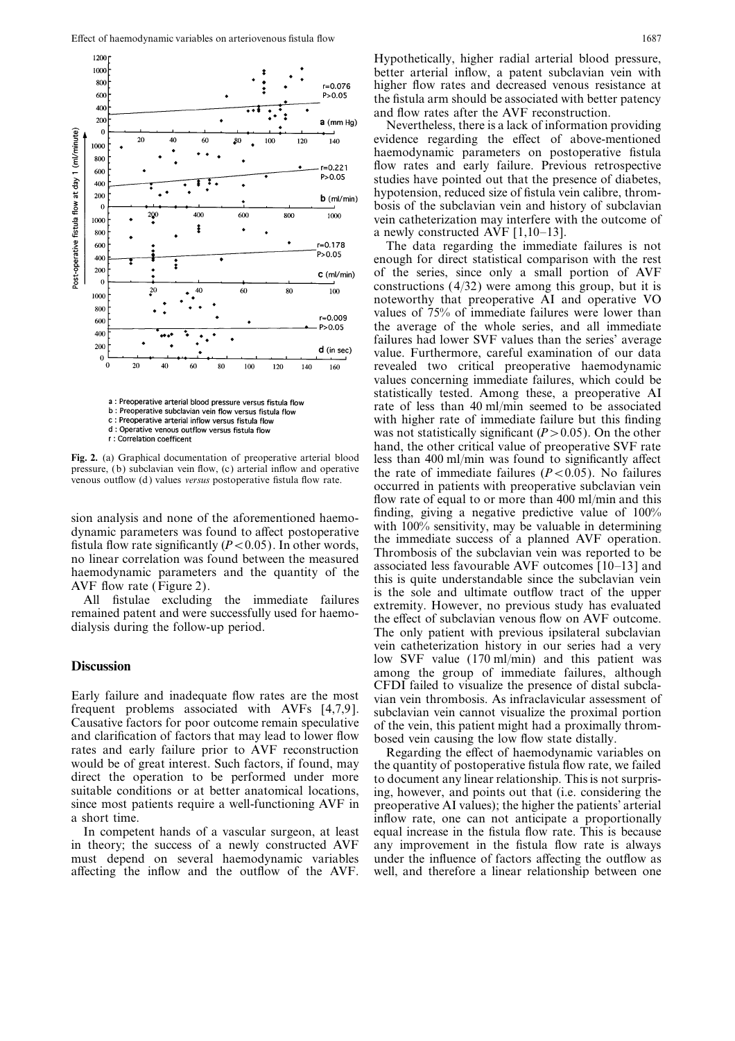a : Preoperative arterial blood pressure versus fistula flow
b : Preoperative subclavian vein flow versus fistula flow
c : Preoperative arterial inflow versus fistula flow
d : Operative venous outflow versus fistula flow
r : Correlation coefficent

**Fig. 2.** (a) Graphical documentation of preoperative arterial blood pressure, (b) subclavian vein flow, (c) arterial inflow and operative venous outflow (d) values *versus* postoperative fistula flow rate.

sion analysis and none of the aforementioned haemodynamic parameters was found to affect postoperative fistula flow rate significantly ($P<0.05$). In other words, no linear correlation was found between the measured haemodynamic parameters and the quantity of the AVF flow rate (Figure 2).

All fistulae excluding the immediate failures remained patent and were successfully used for haemodialysis during the follow-up period.

## Discussion

Early failure and inadequate flow rates are the most frequent problems associated with AVFs [4,7,9]. Causative factors for poor outcome remain speculative and clarification of factors that may lead to lower flow rates and early failure prior to AVF reconstruction would be of great interest. Such factors, if found, may direct the operation to be performed under more suitable conditions or at better anatomical locations, since most patients require a well-functioning AVF in a short time.

In competent hands of a vascular surgeon, at least in theory; the success of a newly constructed AVF must depend on several haemodynamic variables affecting the inflow and the outflow of the AVF. Hypothetically, higher radial arterial blood pressure, better arterial inflow, a patent subclavian vein with higher flow rates and decreased venous resistance at the fistula arm should be associated with better patency and flow rates after the AVF reconstruction.

Nevertheless, there is a lack of information providing evidence regarding the effect of above-mentioned haemodynamic parameters on postoperative fistula flow rates and early failure. Previous retrospective studies have pointed out that the presence of diabetes, hypotension, reduced size of fistula vein calibre, thrombosis of the subclavian vein and history of subclavian vein catheterization may interfere with the outcome of a newly constructed AVF [1,10–13].

The data regarding the immediate failures is not enough for direct statistical comparison with the rest of the series, since only a small portion of AVF constructions (4/32) were among this group, but it is noteworthy that preoperative AI and operative VO values of 75% of immediate failures were lower than the average of the whole series, and all immediate failures had lower SVF values than the series' average value. Furthermore, careful examination of our data revealed two critical preoperative haemodynamic values concerning immediate failures, which could be statistically tested. Among these, a preoperative AI rate of less than 40 ml/min seemed to be associated with higher rate of immediate failure but this finding was not statistically significant ($P>0.05$). On the other hand, the other critical value of preoperative SVF rate less than 400 ml/min was found to significantly affect the rate of immediate failures ($P<0.05$). No failures occurred in patients with preoperative subclavian vein flow rate of equal to or more than 400 ml/min and this finding, giving a negative predictive value of 100% with 100% sensitivity, may be valuable in determining the immediate success of a planned AVF operation. Thrombosis of the subclavian vein was reported to be associated less favourable AVF outcomes [10–13] and this is quite understandable since the subclavian vein is the sole and ultimate outflow tract of the upper extremity. However, no previous study has evaluated the effect of subclavian venous flow on AVF outcome. The only patient with previous ipsilateral subclavian vein catheterization history in our series had a very low SVF value (170 ml/min) and this patient was among the group of immediate failures, although CFDI failed to visualize the presence of distal subclavian vein thrombosis. As infraclavicular assessment of subclavian vein cannot visualize the proximal portion of the vein, this patient might had a proximally thrombosed vein causing the low flow state distally.

Regarding the effect of haemodynamic variables on the quantity of postoperative fistula flow rate, we failed to document any linear relationship. This is not surprising, however, and points out that (i.e. considering the preoperative AI values); the higher the patients' arterial inflow rate, one can not anticipate a proportionally equal increase in the fistula flow rate. This is because any improvement in the fistula flow rate is always under the influence of factors affecting the outflow as well, and therefore a linear relationship between one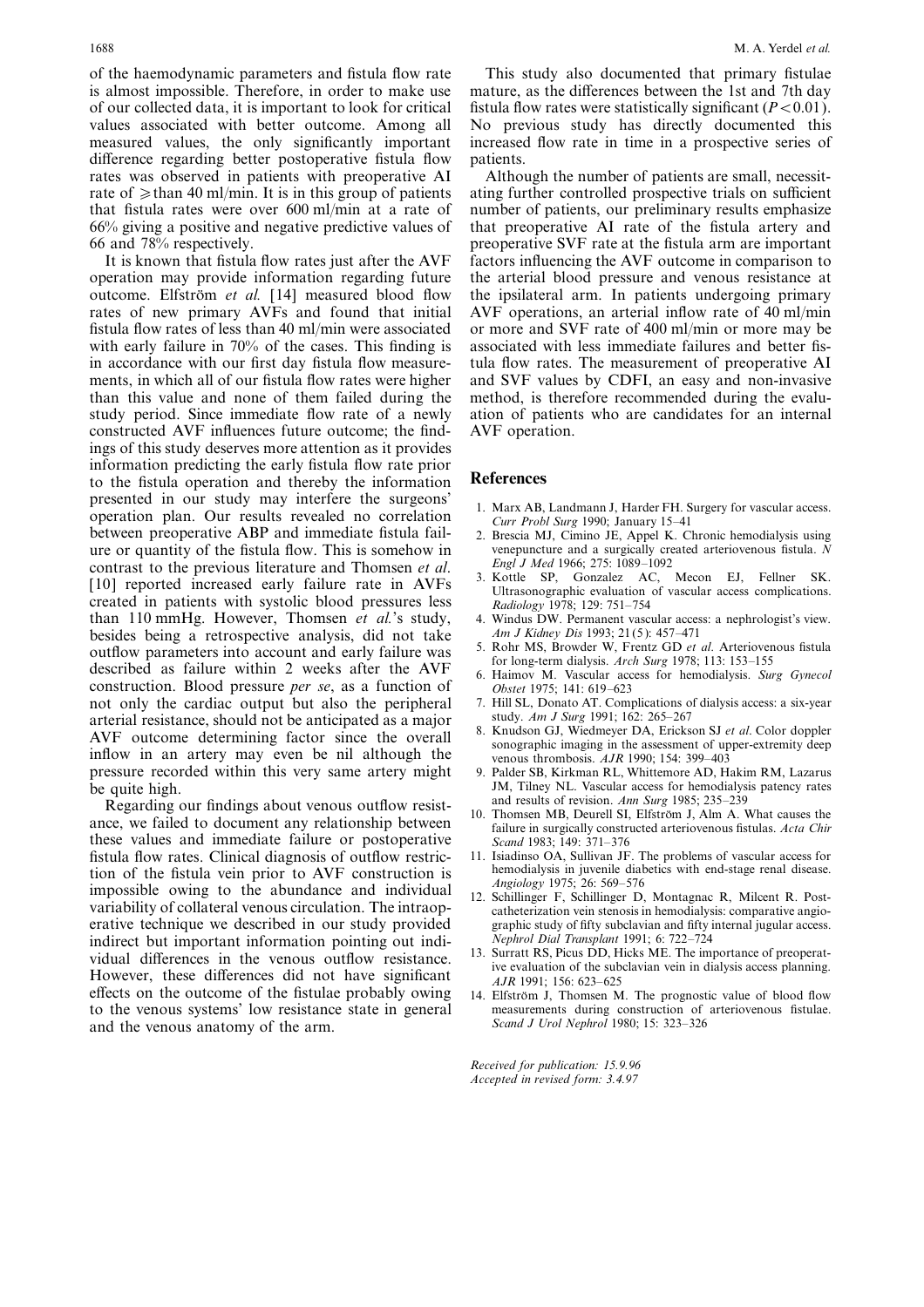of the haemodynamic parameters and fistula flow rate is almost impossible. Therefore, in order to make use of our collected data, it is important to look for critical values associated with better outcome. Among all measured values, the only significantly important difference regarding better postoperative fistula flow rates was observed in patients with preoperative AI rate of $\geqslant$than 40 ml/min. It is in this group of patients that fistula rates were over 600 ml/min at a rate of 66% giving a positive and negative predictive values of 66 and 78% respectively.

It is known that fistula flow rates just after the AVF operation may provide information regarding future outcome. Elfström *et al.* [14] measured blood flow rates of new primary AVFs and found that initial fistula flow rates of less than 40 ml/min were associated with early failure in 70% of the cases. This finding is in accordance with our first day fistula flow measurements, in which all of our fistula flow rates were higher than this value and none of them failed during the study period. Since immediate flow rate of a newly constructed AVF influences future outcome; the findings of this study deserves more attention as it provides information predicting the early fistula flow rate prior to the fistula operation and thereby the information presented in our study may interfere the surgeons' operation plan. Our results revealed no correlation between preoperative ABP and immediate fistula failure or quantity of the fistula flow. This is somehow in contrast to the previous literature and Thomsen *et al.* [10] reported increased early failure rate in AVFs created in patients with systolic blood pressures less than 110 mmHg. However, Thomsen *et al.*'s study, besides being a retrospective analysis, did not take outflow parameters into account and early failure was described as failure within 2 weeks after the AVF construction. Blood pressure *per se*, as a function of not only the cardiac output but also the peripheral arterial resistance, should not be anticipated as a major AVF outcome determining factor since the overall inflow in an artery may even be nil although the pressure recorded within this very same artery might be quite high.

Regarding our findings about venous outflow resistance, we failed to document any relationship between these values and immediate failure or postoperative fistula flow rates. Clinical diagnosis of outflow restriction of the fistula vein prior to AVF construction is impossible owing to the abundance and individual variability of collateral venous circulation. The intraoperative technique we described in our study provided indirect but important information pointing out individual differences in the venous outflow resistance. However, these differences did not have significant effects on the outcome of the fistulae probably owing to the venous systems' low resistance state in general and the venous anatomy of the arm.

This study also documented that primary fistulae mature, as the differences between the 1st and 7th day fistula flow rates were statistically significant ($P<0.01$). No previous study has directly documented this increased flow rate in time in a prospective series of patients.

Although the number of patients are small, necessitating further controlled prospective trials on sufficient number of patients, our preliminary results emphasize that preoperative AI rate of the fistula artery and preoperative SVF rate at the fistula arm are important factors influencing the AVF outcome in comparison to the arterial blood pressure and venous resistance at the ipsilateral arm. In patients undergoing primary AVF operations, an arterial inflow rate of 40 ml/min or more and SVF rate of 400 ml/min or more may be associated with less immediate failures and better fistula flow rates. The measurement of preoperative AI and SVF values by CDFI, an easy and non-invasive method, is therefore recommended during the evaluation of patients who are candidates for an internal AVF operation.

## References

1. Marx AB, Landmann J, Harder FH. Surgery for vascular access. *Curr Probl Surg* 1990; January 15–41
2. Brescia MJ, Cimino JE, Appel K. Chronic hemodialysis using venepuncture and a surgically created arteriovenous fistula. *N Engl J Med* 1966; 275: 1089–1092
3. Kottle SP, Gonzalez AC, Mecon EJ, Fellner SK. Ultrasonographic evaluation of vascular access complications. *Radiology* 1978; 129: 751–754
4. Windus DW. Permanent vascular access: a nephrologist's view. *Am J Kidney Dis* 1993; 21(5): 457–471
5. Rohr MS, Browder W, Frentz GD *et al.* Arteriovenous fistula for long-term dialysis. *Arch Surg* 1978; 113: 153–155
6. Haimov M. Vascular access for hemodialysis. *Surg Gynecol Obstet* 1975; 141: 619–623
7. Hill SL, Donato AT. Complications of dialysis access: a six-year study. *Am J Surg* 1991; 162: 265–267
8. Knudson GJ, Wiedmeyer DA, Erickson SJ *et al.* Color doppler sonographic imaging in the assessment of upper-extremity deep venous thrombosis. *AJR* 1990; 154: 399–403
9. Palder SB, Kirkman RL, Whittemore AD, Hakim RM, Lazarus JM, Tilney NL. Vascular access for hemodialysis patency rates and results of revision. *Ann Surg* 1985; 235–239
10. Thomsen MB, Deurell SI, Elfström J, Alm A. What causes the failure in surgically constructed arteriovenous fistulas. *Acta Chir Scand* 1983; 149: 371–376
11. Isiadinso OA, Sullivan JF. The problems of vascular access for hemodialysis in juvenile diabetics with end-stage renal disease. *Angiology* 1975; 26: 569–576
12. Schillinger F, Schillinger D, Montagnac R, Milcent R. Post-catheterization vein stenosis in hemodialysis: comparative angiographic study of fifty subclavian and fifty internal jugular access. *Nephrol Dial Transplant* 1991; 6: 722–724
13. Surratt RS, Picus DD, Hicks ME. The importance of preoperative evaluation of the subclavian vein in dialysis access planning. *AJR* 1991; 156: 623–625
14. Elfström J, Thomsen M. The prognostic value of blood flow measurements during construction of arteriovenous fistulae. *Scand J Urol Nephrol* 1980; 15: 323–326

*Received for publication: 15.9.96*
*Accepted in revised form: 3.4.97*